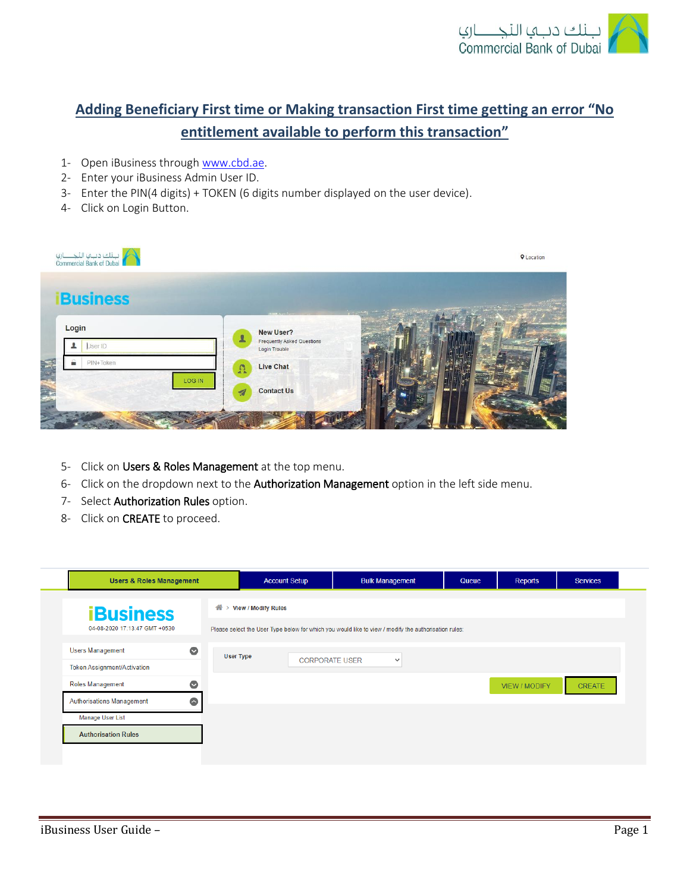# Adding Beneficiary First time or Making transaction First time getting an error "No entitlement available to perform this transaction"

1- Open iBusiness through www.cbd.ae.
2- Enter your iBusiness Admin User ID.
3- Enter the PIN(4 digits) + TOKEN (6 digits number displayed on the user device).
4- Click on Login Button.

5- Click on **Users & Roles Management** at the top menu.
6- Click on the dropdown next to the **Authorization Management** option in the left side menu.
7- Select **Authorization Rules** option.
8- Click on **CREATE** to proceed.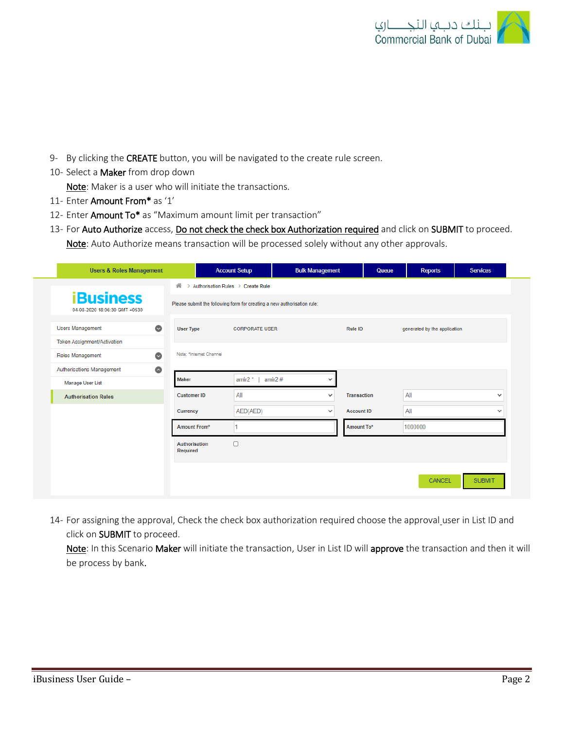9- By clicking the **CREATE** button, you will be navigated to the create rule screen.

10- Select a **Maker** from drop down

<u>Note</u>: Maker is a user who will initiate the transactions.

11- Enter **Amount From*** as '1'

12- Enter **Amount To*** as "Maximum amount limit per transaction"

13- For **Auto Authorize** access, <u>Do not check the check box Authorization required</u> and click on **SUBMIT** to proceed.

<u>Note</u>: Auto Authorize means transaction will be processed solely without any other approvals.

14- For assigning the approval, Check the check box authorization required choose the approval user in List ID and click on **SUBMIT** to proceed.

<u>Note</u>: In this Scenario **Maker** will initiate the transaction, User in List ID will **approve** the transaction and then it will be process by bank.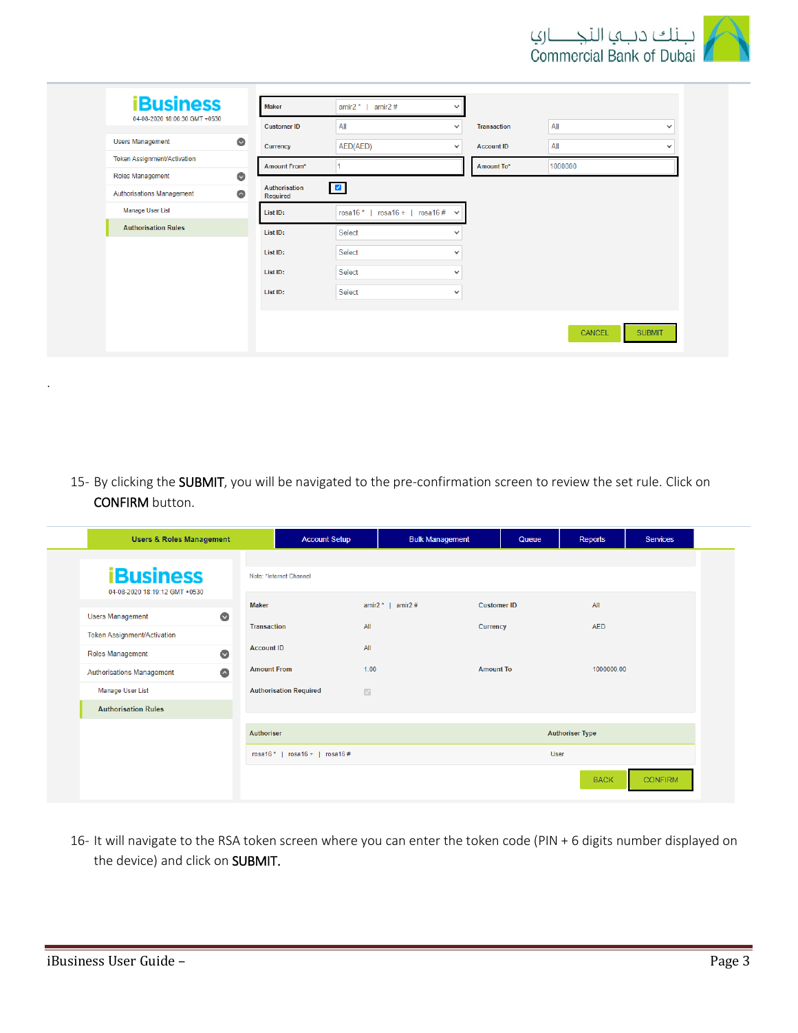.

15- By clicking the **SUBMIT**, you will be navigated to the pre-confirmation screen to review the set rule. Click on **CONFIRM** button.

16- It will navigate to the RSA token screen where you can enter the token code (PIN + 6 digits number displayed on the device) and click on **SUBMIT.**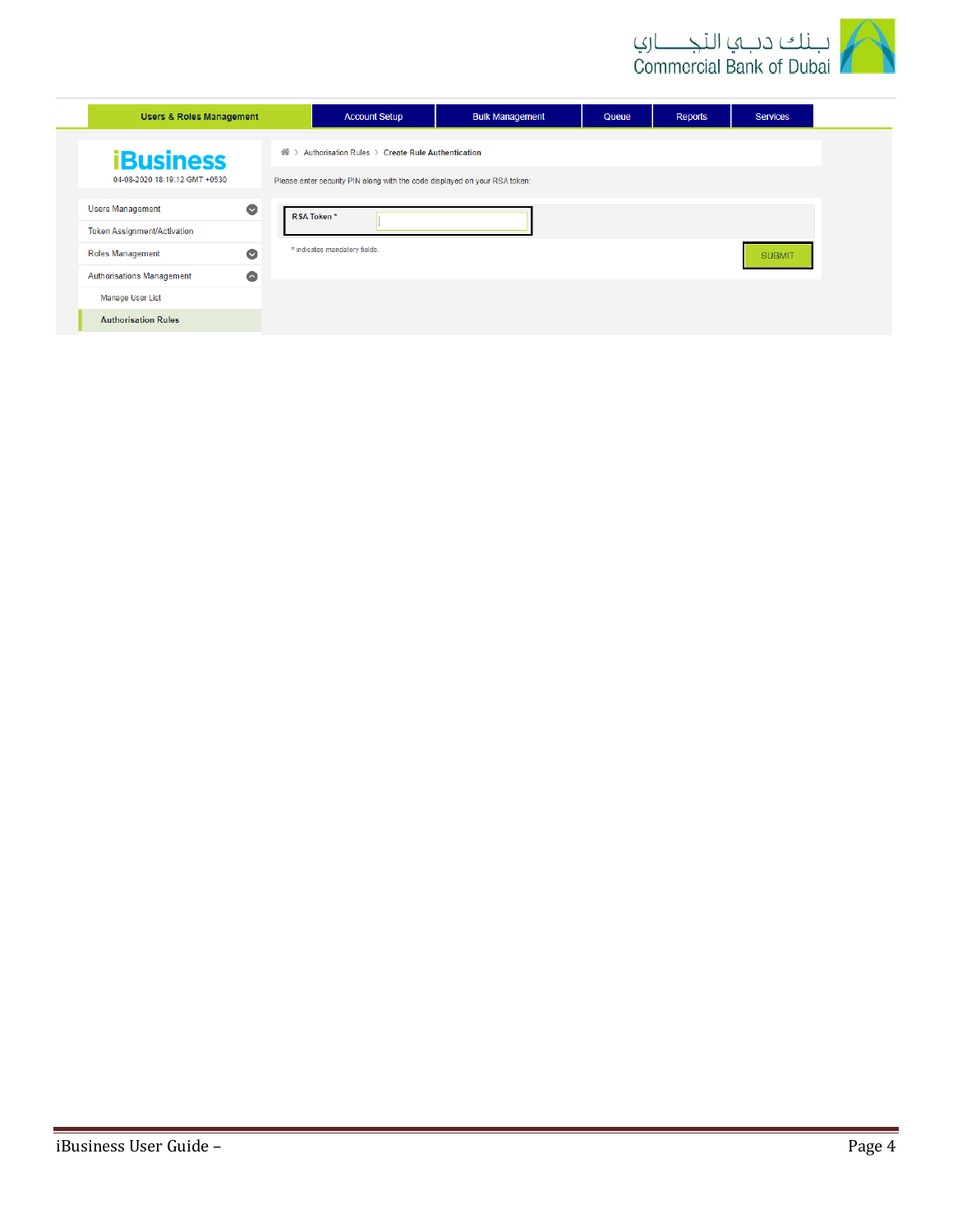Users & Roles Management | Account Setup | Bulk Management | Queue | Reports | Services

**iBusiness**

04-08-2020 18:19:12 GMT +0530

- Users Management
- Token Assignment/Activation
- Roles Management
- Authorisations Management
  - Manage User List
  - **Authorisation Rules**

Authorisation Rules > **Create Rule Authentication**

Please enter security PIN along with the code displayed on your RSA token:

**RSA Token** *

* indicates mandatory fields.

SUBMIT